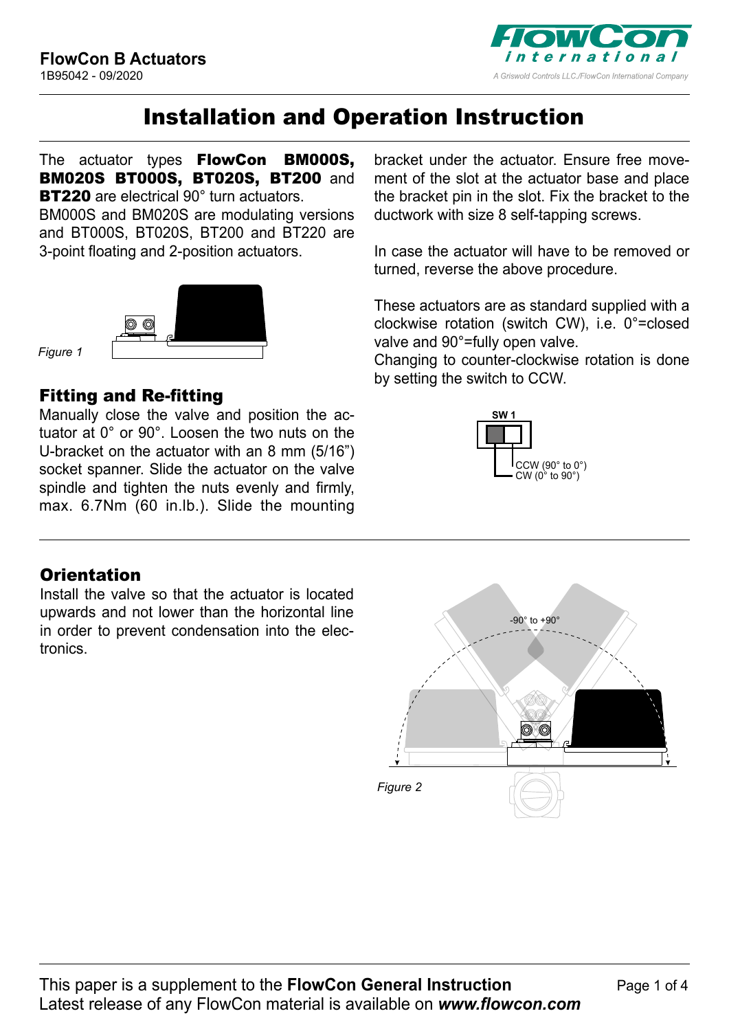# Installation and Operation Instruction

The actuator types **FlowCon BM000S, BM020S BT000S, BT020S, BT200** and **BT220** are electrical 90° turn actuators.
BM000S and BM020S are modulating versions and BT000S, BT020S, BT200 and BT220 are 3-point floating and 2-position actuators.

*Figure 1*

## Fitting and Re-fitting

Manually close the valve and position the actuator at 0° or 90°. Loosen the two nuts on the U-bracket on the actuator with an 8 mm (5/16") socket spanner. Slide the actuator on the valve spindle and tighten the nuts evenly and firmly, max. 6.7Nm (60 in.lb.). Slide the mounting bracket under the actuator. Ensure free movement of the slot at the actuator base and place the bracket pin in the slot. Fix the bracket to the ductwork with size 8 self-tapping screws.

In case the actuator will have to be removed or turned, reverse the above procedure.

These actuators are as standard supplied with a clockwise rotation (switch CW), i.e. 0°=closed valve and 90°=fully open valve.
Changing to counter-clockwise rotation is done by setting the switch to CCW.

SW 1

CCW (90° to 0°)
CW (0° to 90°)

## Orientation

Install the valve so that the actuator is located upwards and not lower than the horizontal line in order to prevent condensation into the electronics.

-90° to +90°

*Figure 2*

This paper is a supplement to the **FlowCon General Instruction**
Latest release of any FlowCon material is available on ***www.flowcon.com***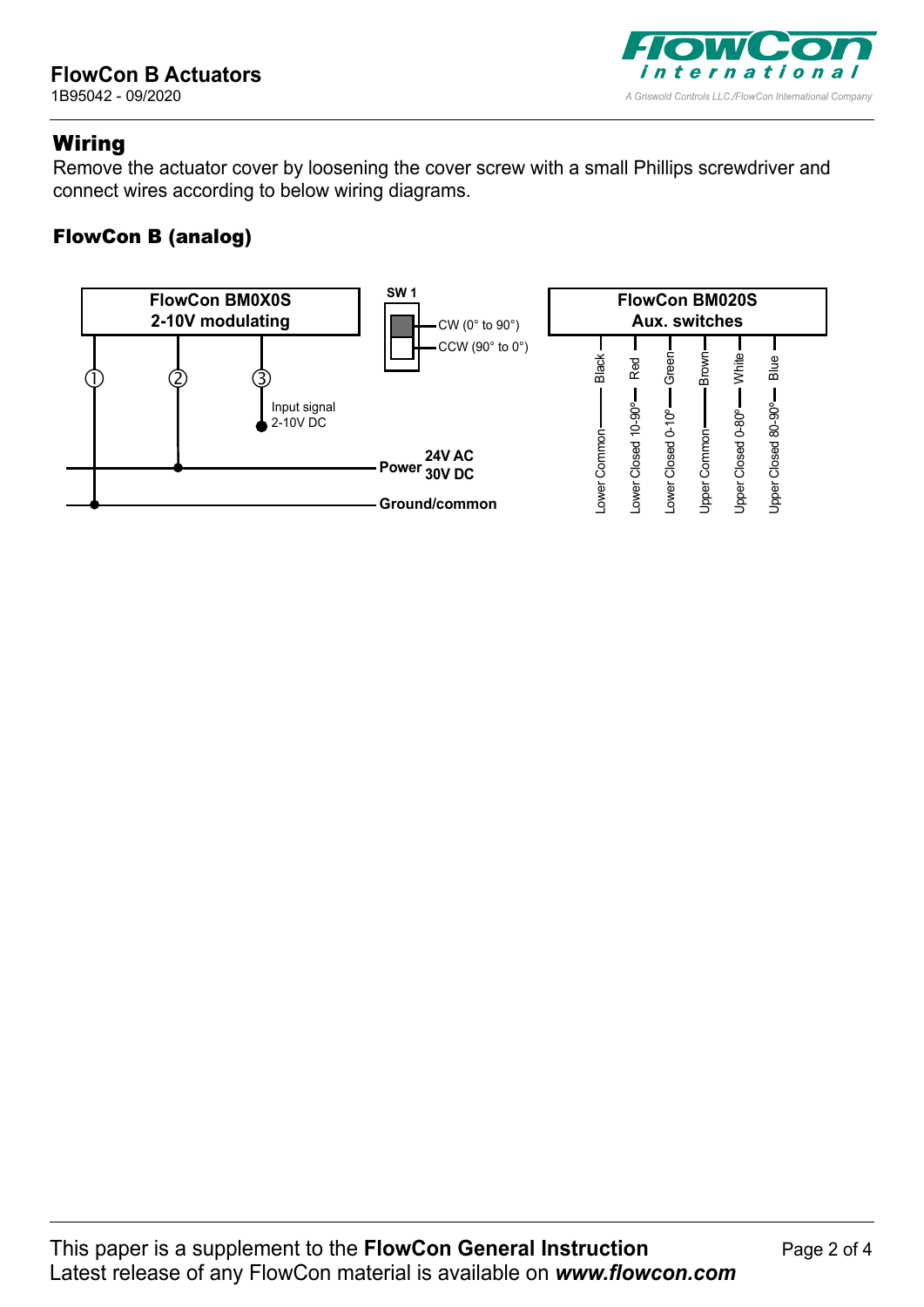## Wiring

Remove the actuator cover by loosening the cover screw with a small Phillips screwdriver and connect wires according to below wiring diagrams.

### FlowCon B (analog)

**FlowCon BM0X0S**
**2-10V modulating**

①
②
③

Input signal
2-10V DC

**Power** **24V AC** **30V DC**

**Ground/common**

**SW 1**

CW (0° to 90°)

CCW (90° to 0°)

**FlowCon BM020S**
**Aux. switches**

Black — Lower Common

Red — Lower Closed 10-90°

Green — Lower Closed 0-10°

Brown — Upper Common

White — Upper Closed 0-80°

Blue — Upper Closed 80-90°

This paper is a supplement to the **FlowCon General Instruction**
Latest release of any FlowCon material is available on ***www.flowcon.com***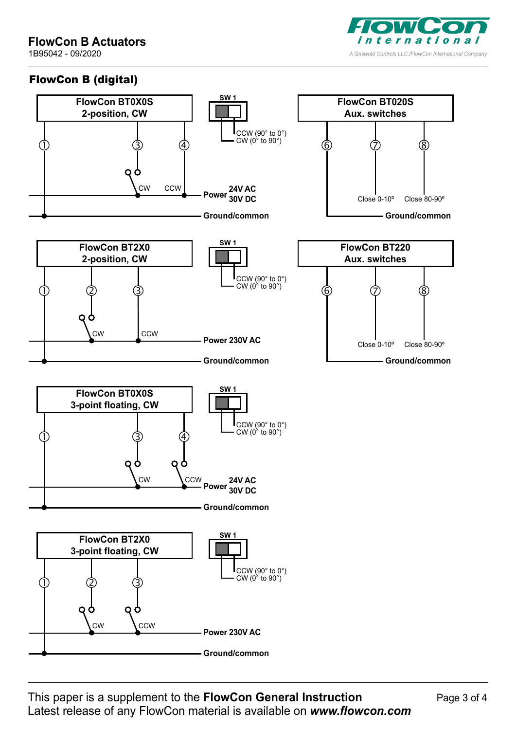## FlowCon B (digital)

**FlowCon BT0X0S**
**2-position, CW**

①  ③  ④

CW  CCW

**Power** **24V AC** **30V DC**

**Ground/common**

**SW 1**

CCW (90° to 0°)
CW (0° to 90°)

**FlowCon BT020S**
**Aux. switches**

⑥  ⑦  ⑧

Close 0-10º  Close 80-90º

**Ground/common**

**FlowCon BT2X0**
**2-position, CW**

①  ②  ③

CW  CCW

**Power 230V AC**

**Ground/common**

**SW 1**

CCW (90° to 0°)
CW (0° to 90°)

**FlowCon BT220**
**Aux. switches**

⑥  ⑦  ⑧

Close 0-10º  Close 80-90º

**Ground/common**

**FlowCon BT0X0S**
**3-point floating, CW**

①  ③  ④

CW  CCW

**Power** **24V AC** **30V DC**

**Ground/common**

**SW 1**

CCW (90° to 0°)
CW (0° to 90°)

**FlowCon BT2X0**
**3-point floating, CW**

①  ②  ③

CW  CCW

**Power 230V AC**

**Ground/common**

**SW 1**

CCW (90° to 0°)
CW (0° to 90°)

This paper is a supplement to the **FlowCon General Instruction**
Latest release of any FlowCon material is available on ***www.flowcon.com***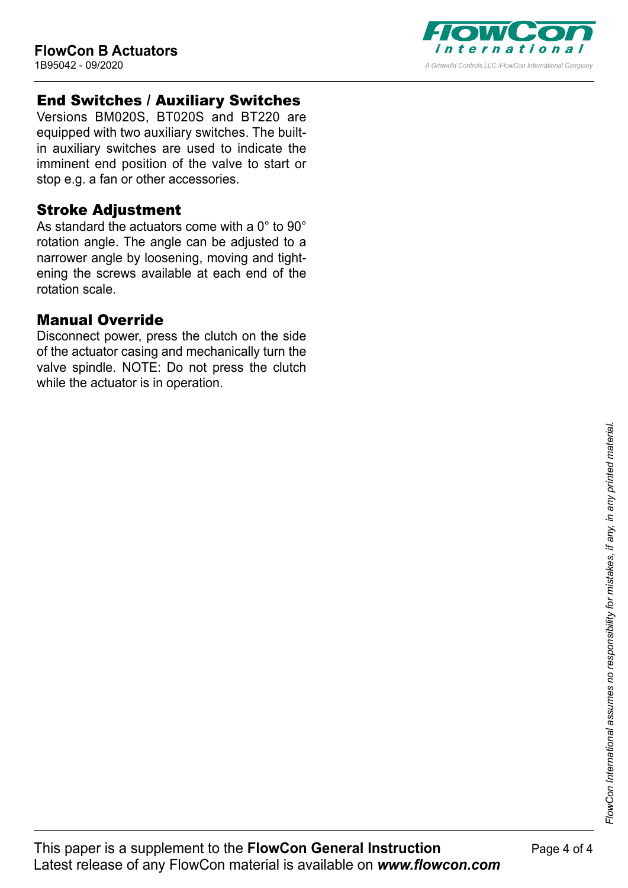## End Switches / Auxiliary Switches

Versions BM020S, BT020S and BT220 are equipped with two auxiliary switches. The built-in auxiliary switches are used to indicate the imminent end position of the valve to start or stop e.g. a fan or other accessories.

## Stroke Adjustment

As standard the actuators come with a 0° to 90° rotation angle. The angle can be adjusted to a narrower angle by loosening, moving and tightening the screws available at each end of the rotation scale.

## Manual Override

Disconnect power, press the clutch on the side of the actuator casing and mechanically turn the valve spindle. NOTE: Do not press the clutch while the actuator is in operation.